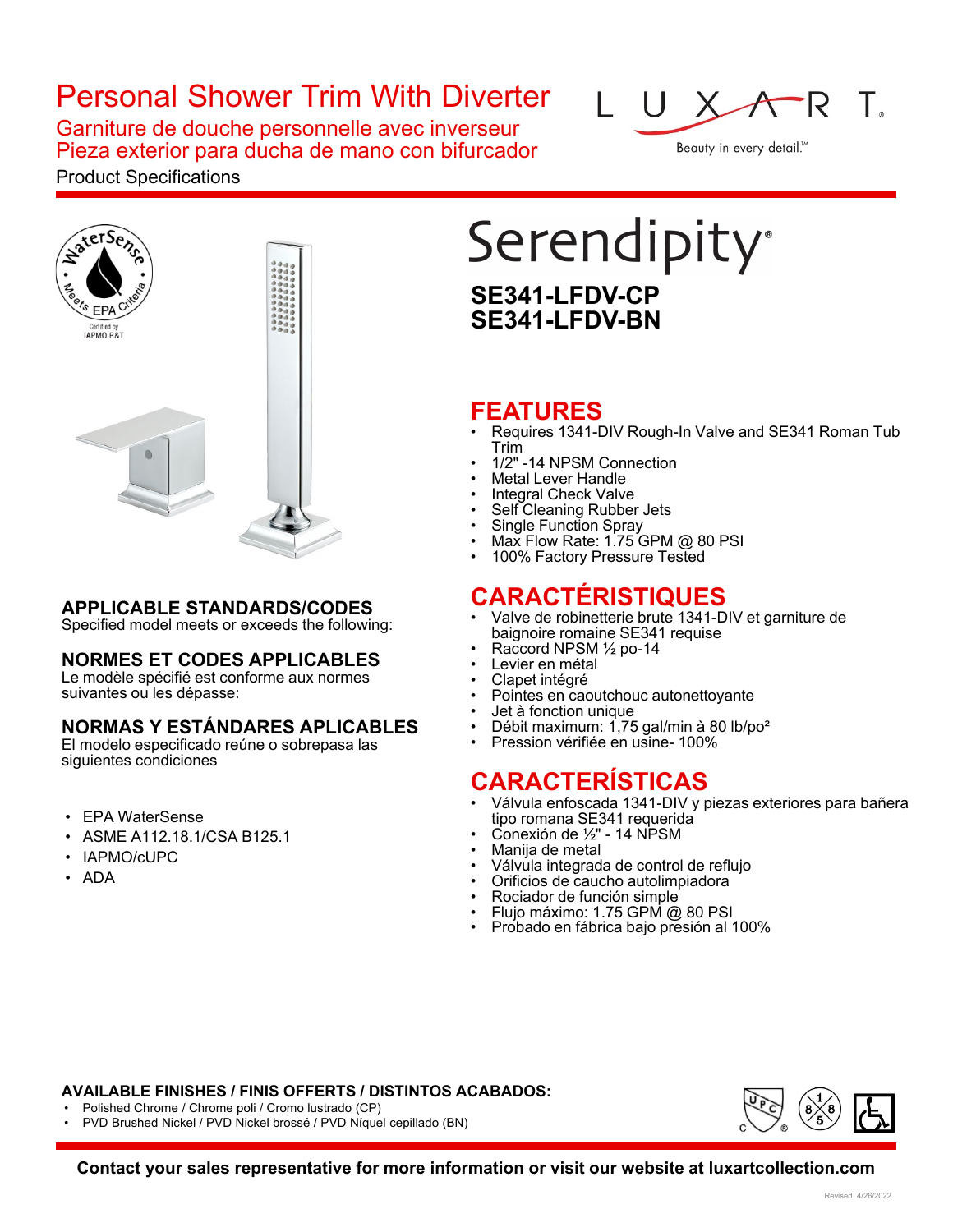# Personal Shower Trim With Diverter

## Garniture de douche personnelle avec inverseur
## Pieza exterior para ducha de mano con bifurcador

Product Specifications

LUXART
Beauty in every detail.™

WaterSense • Meets EPA Criteria
Certified by IAPMO R&T

# Serendipity®

## SE341-LFDV-CP
## SE341-LFDV-BN

## FEATURES

- Requires 1341-DIV Rough-In Valve and SE341 Roman Tub Trim
- 1/2" -14 NPSM Connection
- Metal Lever Handle
- Integral Check Valve
- Self Cleaning Rubber Jets
- Single Function Spray
- Max Flow Rate: 1.75 GPM @ 80 PSI
- 100% Factory Pressure Tested

## CARACTÉRISTIQUES

- Valve de robinetterie brute 1341-DIV et garniture de baignoire romaine SE341 requise
- Raccord NPSM ½ po-14
- Levier en métal
- Clapet intégré
- Pointes en caoutchouc autonettoyante
- Jet à fonction unique
- Débit maximum: 1,75 gal/min à 80 lb/po²
- Pression vérifiée en usine- 100%

## CARACTERÍSTICAS

- Válvula enfoscada 1341-DIV y piezas exteriores para bañera tipo romana SE341 requerida
- Conexión de ½" - 14 NPSM
- Manija de metal
- Válvula integrada de control de reflujo
- Orificios de caucho autolimpiadora
- Rociador de función simple
- Flujo máximo: 1.75 GPM @ 80 PSI
- Probado en fábrica bajo presión al 100%

### APPLICABLE STANDARDS/CODES
Specified model meets or exceeds the following:

### NORMES ET CODES APPLICABLES
Le modèle spécifié est conforme aux normes suivantes ou les dépasse:

### NORMAS Y ESTÁNDARES APLICABLES
El modelo especificado reúne o sobrepasa las siguientes condiciones

- EPA WaterSense
- ASME A112.18.1/CSA B125.1
- IAPMO/cUPC
- ADA

### AVAILABLE FINISHES / FINIS OFFERTS / DISTINTOS ACABADOS:

- Polished Chrome / Chrome poli / Cromo lustrado (CP)
- PVD Brushed Nickel / PVD Nickel brossé / PVD Níquel cepillado (BN)

**Contact your sales representative for more information or visit our website at luxartcollection.com**

Revised 4/26/2022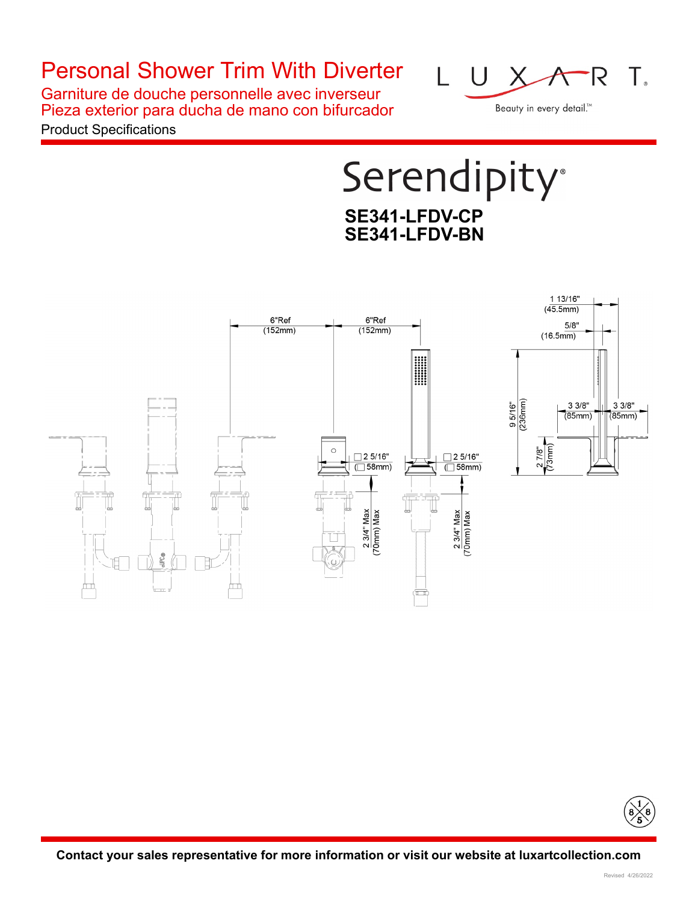# Personal Shower Trim With Diverter

Garniture de douche personnelle avec inverseur
Pieza exterior para ducha de mano con bifurcador

Product Specifications

LUXART
Beauty in every detail.™

## Serendipity®

**SE341-LFDV-CP**
**SE341-LFDV-BN**

6"Ref (152mm)
6"Ref (152mm)
1 13/16" (45.5mm)
5/8" (16.5mm)
9 5/16" (236mm)
3 3/8" (85mm)
3 3/8" (85mm)
2 7/8" (73mm)
□ 2 5/16" (□ 58mm)
□ 2 5/16" (□ 58mm)
2 3/4" Max (70mm) Max
2 3/4" Max (70mm) Max

**Contact your sales representative for more information or visit our website at luxartcollection.com**

Revised 4/26/2022